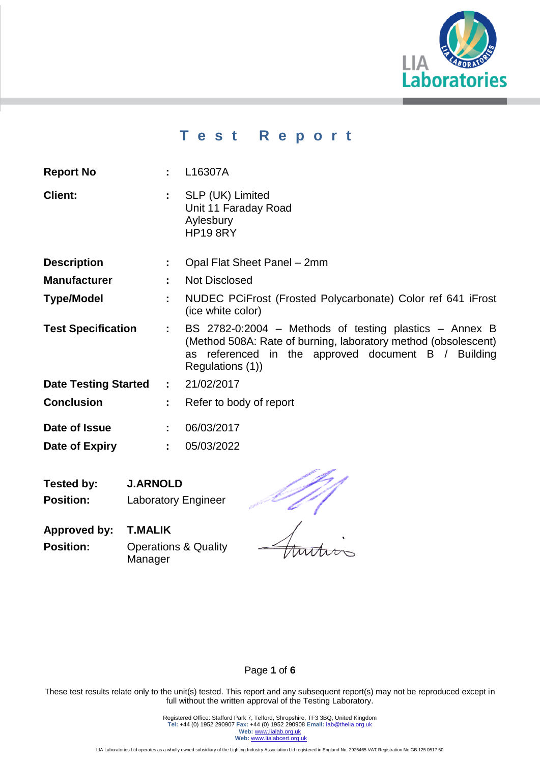# Test Report

| | | |
|---|---|---|
| **Report No** | : | L16307A |
| **Client:** | : | SLP (UK) Limited<br>Unit 11 Faraday Road<br>Aylesbury<br>HP19 8RY |
| **Description** | : | Opal Flat Sheet Panel – 2mm |
| **Manufacturer** | : | Not Disclosed |
| **Type/Model** | : | NUDEC PCiFrost (Frosted Polycarbonate) Color ref 641 iFrost (ice white color) |
| **Test Specification** | : | BS 2782-0:2004 – Methods of testing plastics – Annex B (Method 508A: Rate of burning, laboratory method (obsolescent) as referenced in the approved document B / Building Regulations (1)) |
| **Date Testing Started** | : | 21/02/2017 |
| **Conclusion** | : | Refer to body of report |
| **Date of Issue** | : | 06/03/2017 |
| **Date of Expiry** | : | 05/03/2022 |

**Tested by:** **J.ARNOLD**
**Position:** Laboratory Engineer

**Approved by:** **T.MALIK**
**Position:** Operations & Quality Manager

These test results relate only to the unit(s) tested. This report and any subsequent report(s) may not be reproduced except in full without the written approval of the Testing Laboratory.

Registered Office: Stafford Park 7, Telford, Shropshire, TF3 3BQ, United Kingdom
**Tel:** +44 (0) 1952 290907 **Fax:** +44 (0) 1952 290908 **Email:** lab@thelia.org.uk
**Web:** www.lialab.org.uk
**Web:** www.lialabcert.org.uk

LIA Laboratories Ltd operates as a wholly owned subsidiary of the Lighting Industry Association Ltd registered in England No: 2925465 VAT Registration No GB 125 0517 50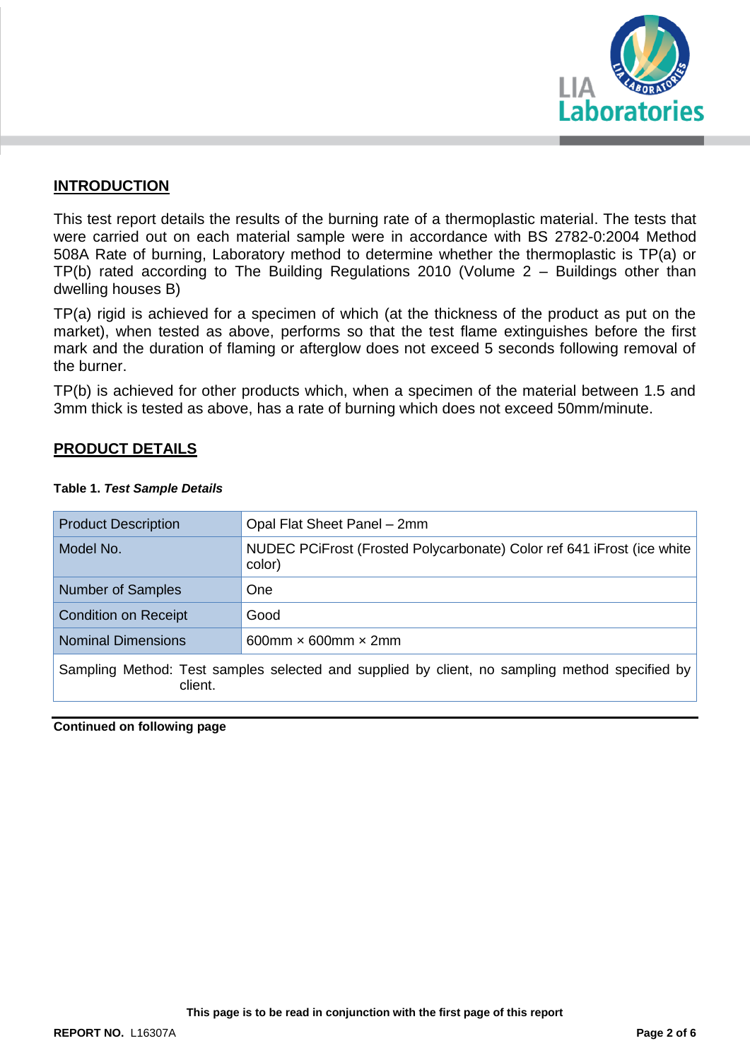## INTRODUCTION

This test report details the results of the burning rate of a thermoplastic material. The tests that were carried out on each material sample were in accordance with BS 2782-0:2004 Method 508A Rate of burning, Laboratory method to determine whether the thermoplastic is TP(a) or TP(b) rated according to The Building Regulations 2010 (Volume 2 – Buildings other than dwelling houses B)

TP(a) rigid is achieved for a specimen of which (at the thickness of the product as put on the market), when tested as above, performs so that the test flame extinguishes before the first mark and the duration of flaming or afterglow does not exceed 5 seconds following removal of the burner.

TP(b) is achieved for other products which, when a specimen of the material between 1.5 and 3mm thick is tested as above, has a rate of burning which does not exceed 50mm/minute.

## PRODUCT DETAILS

**Table 1.** ***Test Sample Details***

| | |
|---|---|
| Product Description | Opal Flat Sheet Panel – 2mm |
| Model No. | NUDEC PCiFrost (Frosted Polycarbonate) Color ref 641 iFrost (ice white color) |
| Number of Samples | One |
| Condition on Receipt | Good |
| Nominal Dimensions | 600mm × 600mm × 2mm |
| Sampling Method: Test samples selected and supplied by client, no sampling method specified by client. | |

**Continued on following page**

**This page is to be read in conjunction with the first page of this report**

**REPORT NO.** L16307A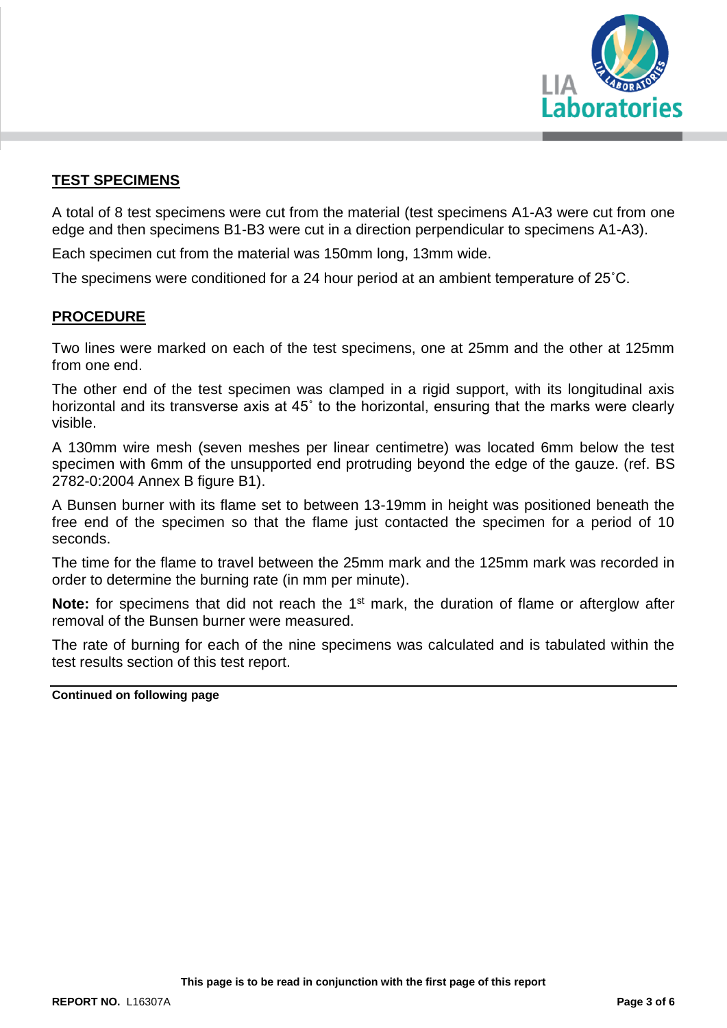## TEST SPECIMENS

A total of 8 test specimens were cut from the material (test specimens A1-A3 were cut from one edge and then specimens B1-B3 were cut in a direction perpendicular to specimens A1-A3).

Each specimen cut from the material was 150mm long, 13mm wide.

The specimens were conditioned for a 24 hour period at an ambient temperature of 25˚C.

## PROCEDURE

Two lines were marked on each of the test specimens, one at 25mm and the other at 125mm from one end.

The other end of the test specimen was clamped in a rigid support, with its longitudinal axis horizontal and its transverse axis at 45˚ to the horizontal, ensuring that the marks were clearly visible.

A 130mm wire mesh (seven meshes per linear centimetre) was located 6mm below the test specimen with 6mm of the unsupported end protruding beyond the edge of the gauze. (ref. BS 2782-0:2004 Annex B figure B1).

A Bunsen burner with its flame set to between 13-19mm in height was positioned beneath the free end of the specimen so that the flame just contacted the specimen for a period of 10 seconds.

The time for the flame to travel between the 25mm mark and the 125mm mark was recorded in order to determine the burning rate (in mm per minute).

**Note:** for specimens that did not reach the 1st mark, the duration of flame or afterglow after removal of the Bunsen burner were measured.

The rate of burning for each of the nine specimens was calculated and is tabulated within the test results section of this test report.

**Continued on following page**

**This page is to be read in conjunction with the first page of this report**

**REPORT NO.** L16307A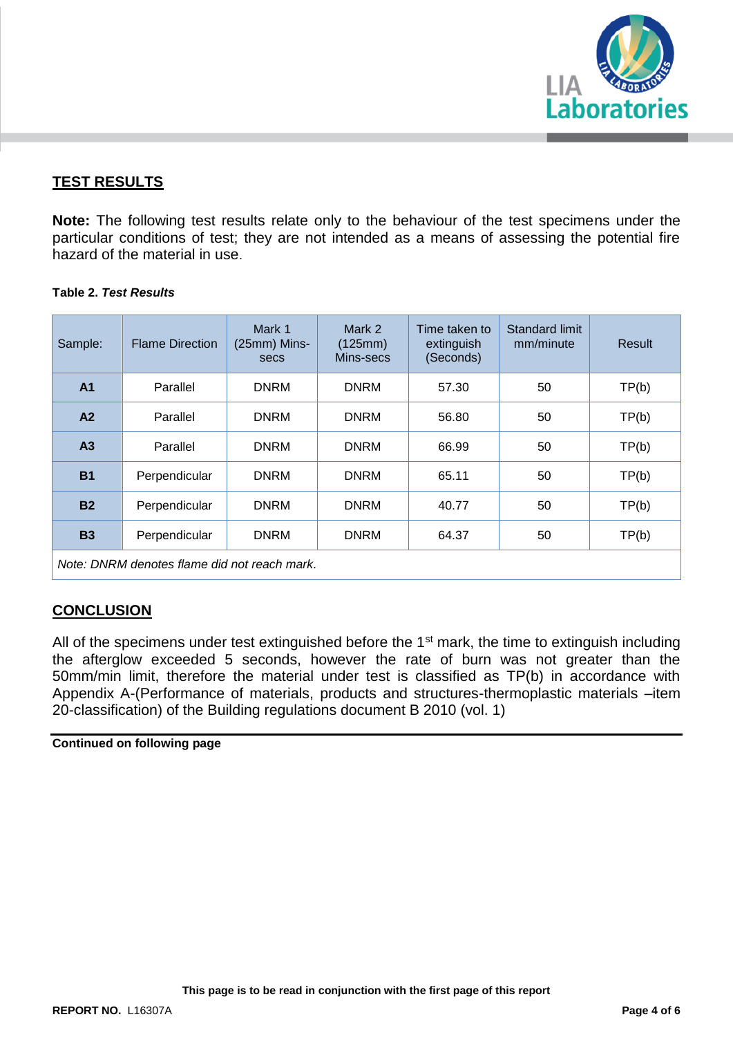## TEST RESULTS

**Note:** The following test results relate only to the behaviour of the test specimens under the particular conditions of test; they are not intended as a means of assessing the potential fire hazard of the material in use.

**Table 2.** ***Test Results***

| Sample: | Flame Direction | Mark 1 (25mm) Mins-secs | Mark 2 (125mm) Mins-secs | Time taken to extinguish (Seconds) | Standard limit mm/minute | Result |
|---|---|---|---|---|---|---|
| **A1** | Parallel | DNRM | DNRM | 57.30 | 50 | TP(b) |
| **A2** | Parallel | DNRM | DNRM | 56.80 | 50 | TP(b) |
| **A3** | Parallel | DNRM | DNRM | 66.99 | 50 | TP(b) |
| **B1** | Perpendicular | DNRM | DNRM | 65.11 | 50 | TP(b) |
| **B2** | Perpendicular | DNRM | DNRM | 40.77 | 50 | TP(b) |
| **B3** | Perpendicular | DNRM | DNRM | 64.37 | 50 | TP(b) |
| *Note: DNRM denotes flame did not reach mark.* | | | | | | |

## CONCLUSION

All of the specimens under test extinguished before the 1st mark, the time to extinguish including the afterglow exceeded 5 seconds, however the rate of burn was not greater than the 50mm/min limit, therefore the material under test is classified as TP(b) in accordance with Appendix A-(Performance of materials, products and structures-thermoplastic materials –item 20-classification) of the Building regulations document B 2010 (vol. 1)

**Continued on following page**

**This page is to be read in conjunction with the first page of this report**

**REPORT NO.** L16307A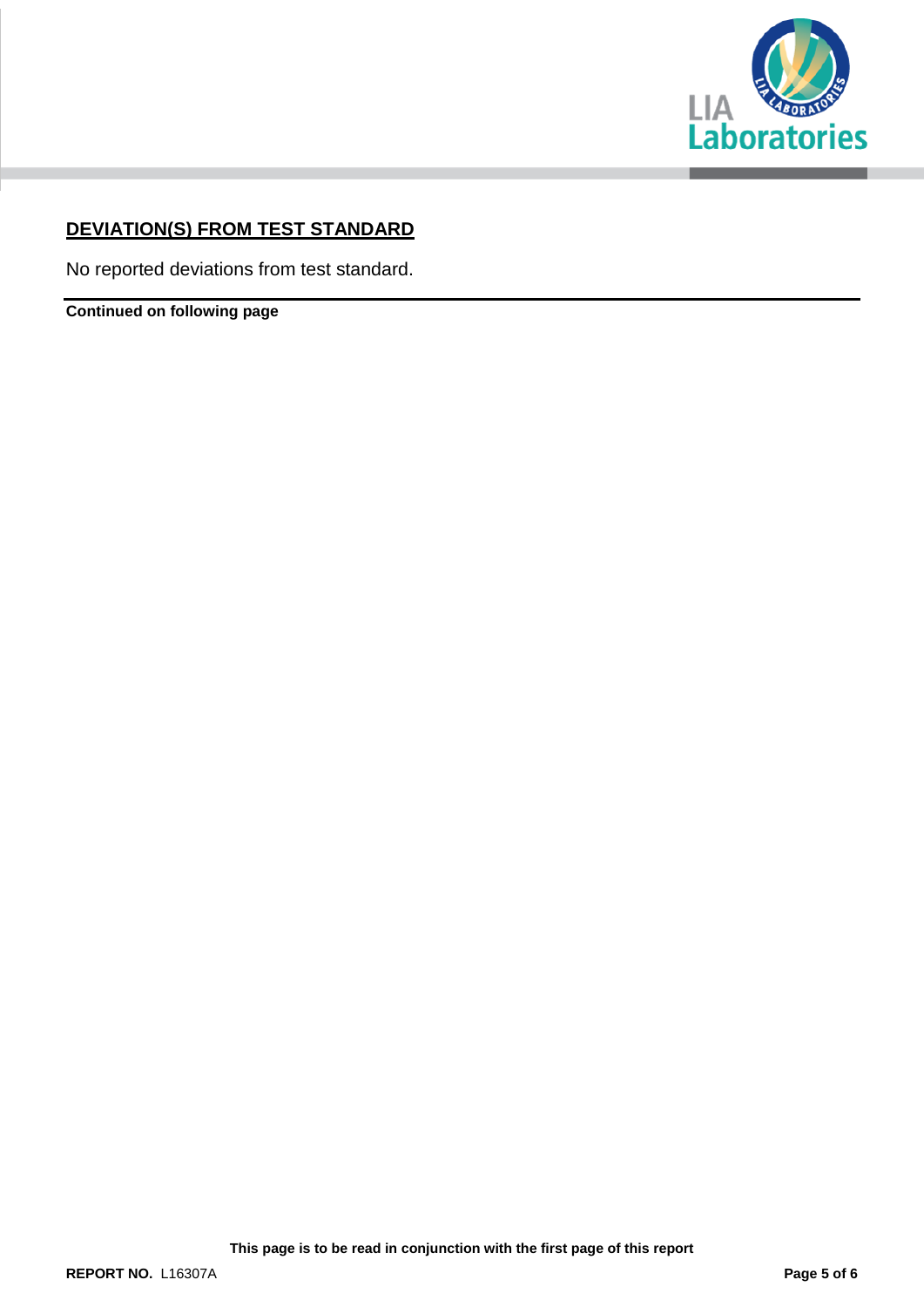## DEVIATION(S) FROM TEST STANDARD

No reported deviations from test standard.

**Continued on following page**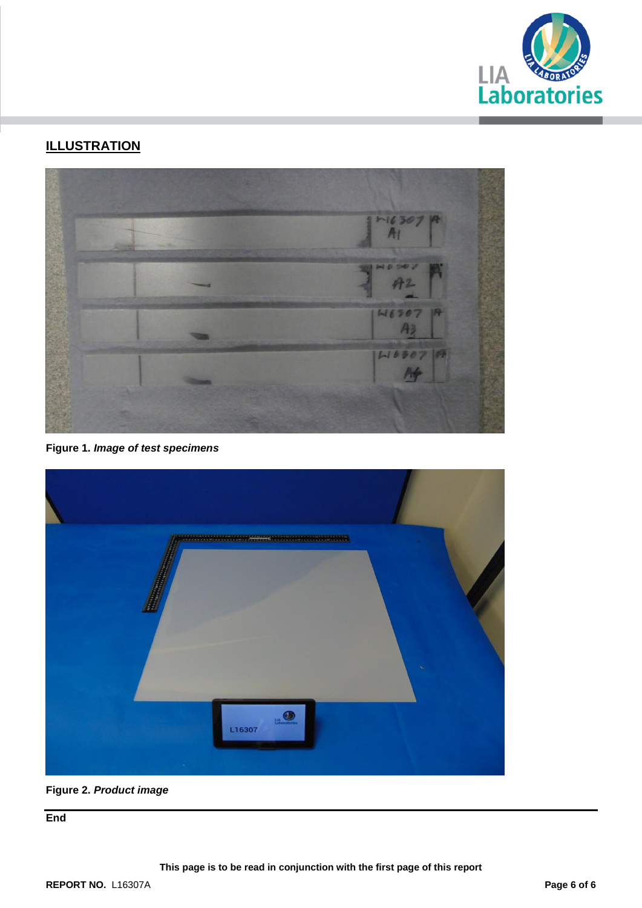## ILLUSTRATION

Figure 1. *Image of test specimens*

Figure 2. *Product image*

**End**

**This page is to be read in conjunction with the first page of this report**

**REPORT NO.** L16307A